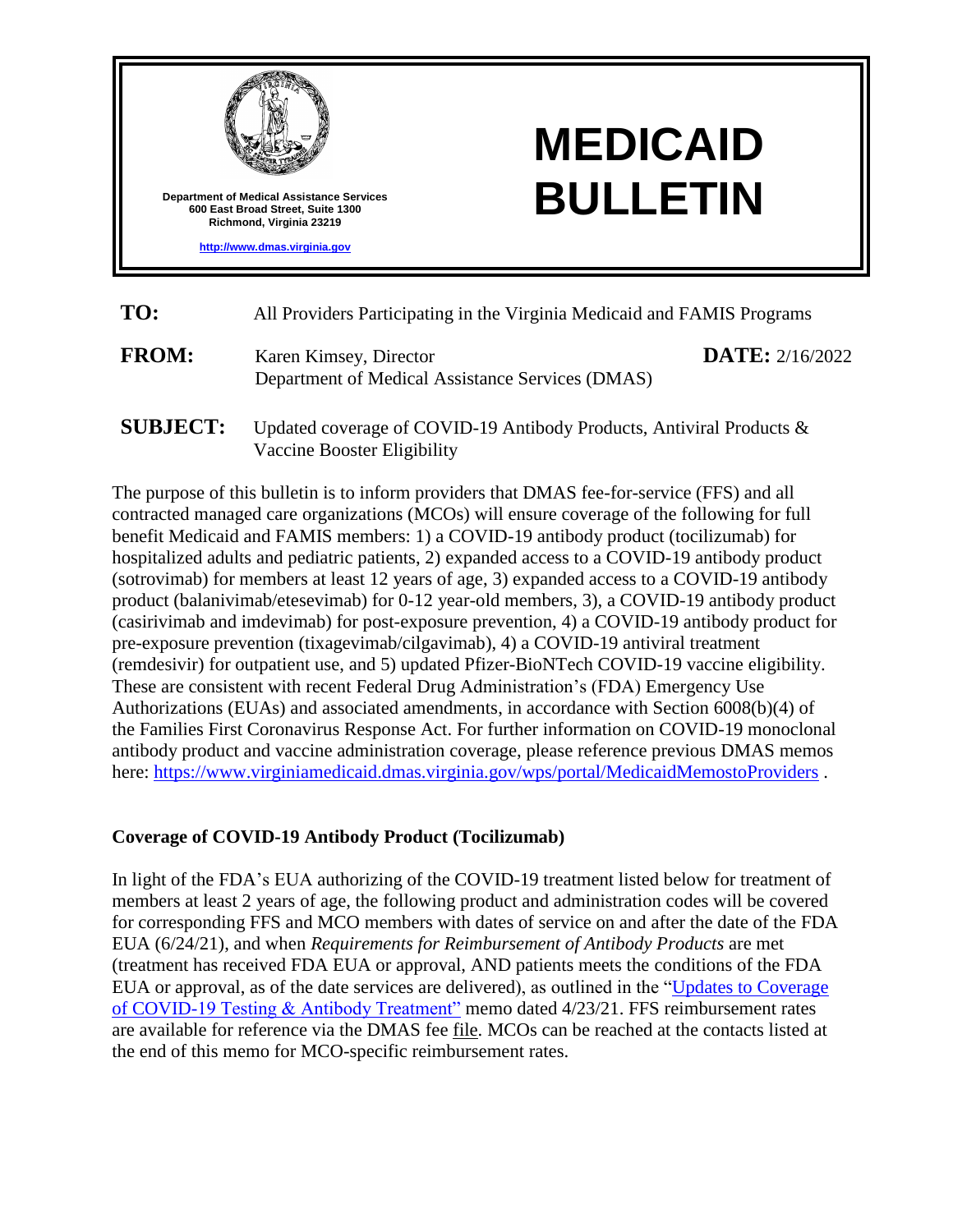Department of Medical Assistance Services
600 East Broad Street, Suite 1300
Richmond, Virginia 23219

http://www.dmas.virginia.gov

# MEDICAID BULLETIN

**TO:** All Providers Participating in the Virginia Medicaid and FAMIS Programs

**FROM:** Karen Kimsey, Director
Department of Medical Assistance Services (DMAS)

**DATE:** 2/16/2022

**SUBJECT:** Updated coverage of COVID-19 Antibody Products, Antiviral Products & Vaccine Booster Eligibility

The purpose of this bulletin is to inform providers that DMAS fee-for-service (FFS) and all contracted managed care organizations (MCOs) will ensure coverage of the following for full benefit Medicaid and FAMIS members: 1) a COVID-19 antibody product (tocilizumab) for hospitalized adults and pediatric patients, 2) expanded access to a COVID-19 antibody product (sotrovimab) for members at least 12 years of age, 3) expanded access to a COVID-19 antibody product (balanivimab/etesevimab) for 0-12 year-old members, 3), a COVID-19 antibody product (casirivimab and imdevimab) for post-exposure prevention, 4) a COVID-19 antibody product for pre-exposure prevention (tixagevimab/cilgavimab), 4) a COVID-19 antiviral treatment (remdesivir) for outpatient use, and 5) updated Pfizer-BioNTech COVID-19 vaccine eligibility. These are consistent with recent Federal Drug Administration's (FDA) Emergency Use Authorizations (EUAs) and associated amendments, in accordance with Section 6008(b)(4) of the Families First Coronavirus Response Act. For further information on COVID-19 monoclonal antibody product and vaccine administration coverage, please reference previous DMAS memos here: https://www.virginiamedicaid.dmas.virginia.gov/wps/portal/MedicaidMemostoProviders .

**Coverage of COVID-19 Antibody Product (Tocilizumab)**

In light of the FDA's EUA authorizing of the COVID-19 treatment listed below for treatment of members at least 2 years of age, the following product and administration codes will be covered for corresponding FFS and MCO members with dates of service on and after the date of the FDA EUA (6/24/21), and when *Requirements for Reimbursement of Antibody Products* are met (treatment has received FDA EUA or approval, AND patients meets the conditions of the FDA EUA or approval, as of the date services are delivered), as outlined in the "Updates to Coverage of COVID-19 Testing & Antibody Treatment" memo dated 4/23/21. FFS reimbursement rates are available for reference via the DMAS fee file. MCOs can be reached at the contacts listed at the end of this memo for MCO-specific reimbursement rates.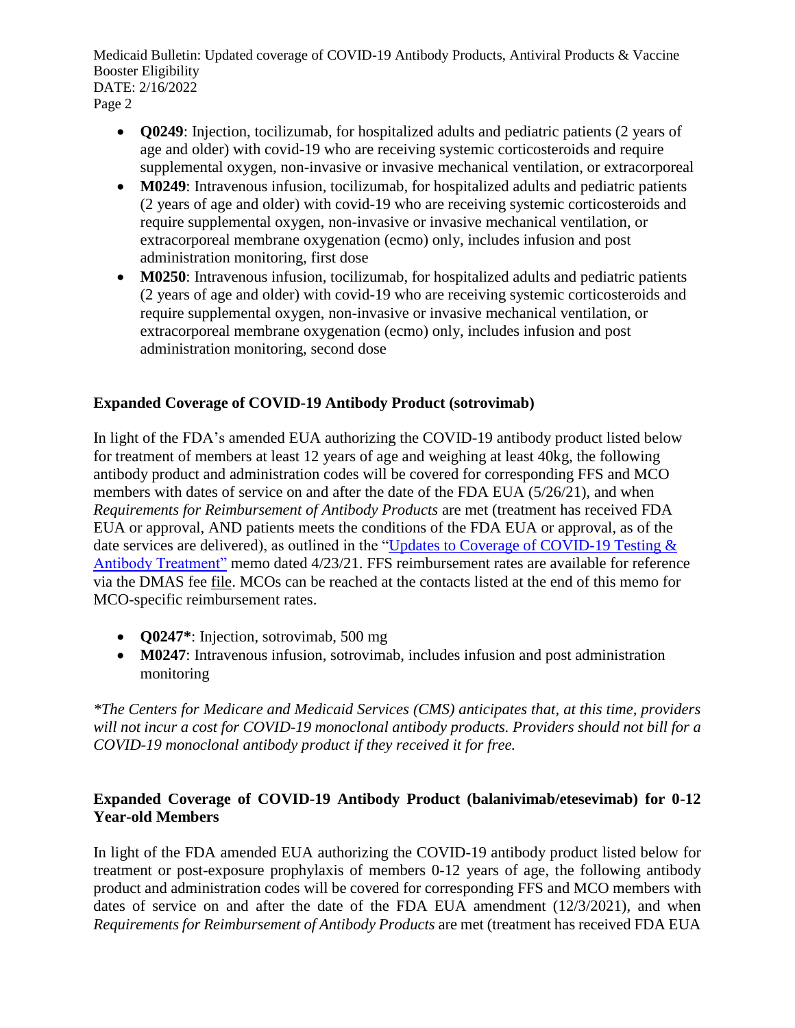- **Q0249**: Injection, tocilizumab, for hospitalized adults and pediatric patients (2 years of age and older) with covid-19 who are receiving systemic corticosteroids and require supplemental oxygen, non-invasive or invasive mechanical ventilation, or extracorporeal
- **M0249**: Intravenous infusion, tocilizumab, for hospitalized adults and pediatric patients (2 years of age and older) with covid-19 who are receiving systemic corticosteroids and require supplemental oxygen, non-invasive or invasive mechanical ventilation, or extracorporeal membrane oxygenation (ecmo) only, includes infusion and post administration monitoring, first dose
- **M0250**: Intravenous infusion, tocilizumab, for hospitalized adults and pediatric patients (2 years of age and older) with covid-19 who are receiving systemic corticosteroids and require supplemental oxygen, non-invasive or invasive mechanical ventilation, or extracorporeal membrane oxygenation (ecmo) only, includes infusion and post administration monitoring, second dose

**Expanded Coverage of COVID-19 Antibody Product (sotrovimab)**

In light of the FDA's amended EUA authorizing the COVID-19 antibody product listed below for treatment of members at least 12 years of age and weighing at least 40kg, the following antibody product and administration codes will be covered for corresponding FFS and MCO members with dates of service on and after the date of the FDA EUA (5/26/21), and when *Requirements for Reimbursement of Antibody Products* are met (treatment has received FDA EUA or approval, AND patients meets the conditions of the FDA EUA or approval, as of the date services are delivered), as outlined in the "Updates to Coverage of COVID-19 Testing & Antibody Treatment" memo dated 4/23/21. FFS reimbursement rates are available for reference via the DMAS fee file. MCOs can be reached at the contacts listed at the end of this memo for MCO-specific reimbursement rates.

- **Q0247***: Injection, sotrovimab, 500 mg
- **M0247**: Intravenous infusion, sotrovimab, includes infusion and post administration monitoring

*\*The Centers for Medicare and Medicaid Services (CMS) anticipates that, at this time, providers will not incur a cost for COVID-19 monoclonal antibody products. Providers should not bill for a COVID-19 monoclonal antibody product if they received it for free.*

**Expanded Coverage of COVID-19 Antibody Product (balanivimab/etesevimab) for 0-12 Year-old Members**

In light of the FDA amended EUA authorizing the COVID-19 antibody product listed below for treatment or post-exposure prophylaxis of members 0-12 years of age, the following antibody product and administration codes will be covered for corresponding FFS and MCO members with dates of service on and after the date of the FDA EUA amendment (12/3/2021), and when *Requirements for Reimbursement of Antibody Products* are met (treatment has received FDA EUA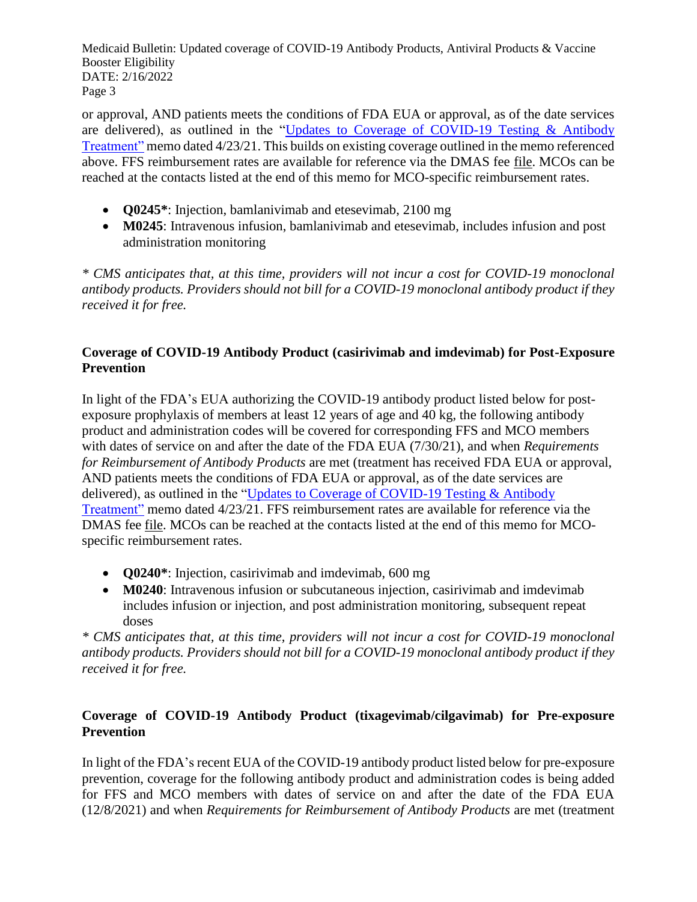or approval, AND patients meets the conditions of FDA EUA or approval, as of the date services are delivered), as outlined in the "Updates to Coverage of COVID-19 Testing & Antibody Treatment" memo dated 4/23/21. This builds on existing coverage outlined in the memo referenced above. FFS reimbursement rates are available for reference via the DMAS fee file. MCOs can be reached at the contacts listed at the end of this memo for MCO-specific reimbursement rates.

- **Q0245***: Injection, bamlanivimab and etesevimab, 2100 mg
- **M0245**: Intravenous infusion, bamlanivimab and etesevimab, includes infusion and post administration monitoring

*\* CMS anticipates that, at this time, providers will not incur a cost for COVID-19 monoclonal antibody products. Providers should not bill for a COVID-19 monoclonal antibody product if they received it for free.*

**Coverage of COVID-19 Antibody Product (casirivimab and imdevimab) for Post-Exposure Prevention**

In light of the FDA's EUA authorizing the COVID-19 antibody product listed below for post-exposure prophylaxis of members at least 12 years of age and 40 kg, the following antibody product and administration codes will be covered for corresponding FFS and MCO members with dates of service on and after the date of the FDA EUA (7/30/21), and when *Requirements for Reimbursement of Antibody Products* are met (treatment has received FDA EUA or approval, AND patients meets the conditions of FDA EUA or approval, as of the date services are delivered), as outlined in the "Updates to Coverage of COVID-19 Testing & Antibody Treatment" memo dated 4/23/21. FFS reimbursement rates are available for reference via the DMAS fee file. MCOs can be reached at the contacts listed at the end of this memo for MCO-specific reimbursement rates.

- **Q0240***: Injection, casirivimab and imdevimab, 600 mg
- **M0240**: Intravenous infusion or subcutaneous injection, casirivimab and imdevimab includes infusion or injection, and post administration monitoring, subsequent repeat doses

*\* CMS anticipates that, at this time, providers will not incur a cost for COVID-19 monoclonal antibody products. Providers should not bill for a COVID-19 monoclonal antibody product if they received it for free.*

**Coverage of COVID-19 Antibody Product (tixagevimab/cilgavimab) for Pre-exposure Prevention**

In light of the FDA's recent EUA of the COVID-19 antibody product listed below for pre-exposure prevention, coverage for the following antibody product and administration codes is being added for FFS and MCO members with dates of service on and after the date of the FDA EUA (12/8/2021) and when *Requirements for Reimbursement of Antibody Products* are met (treatment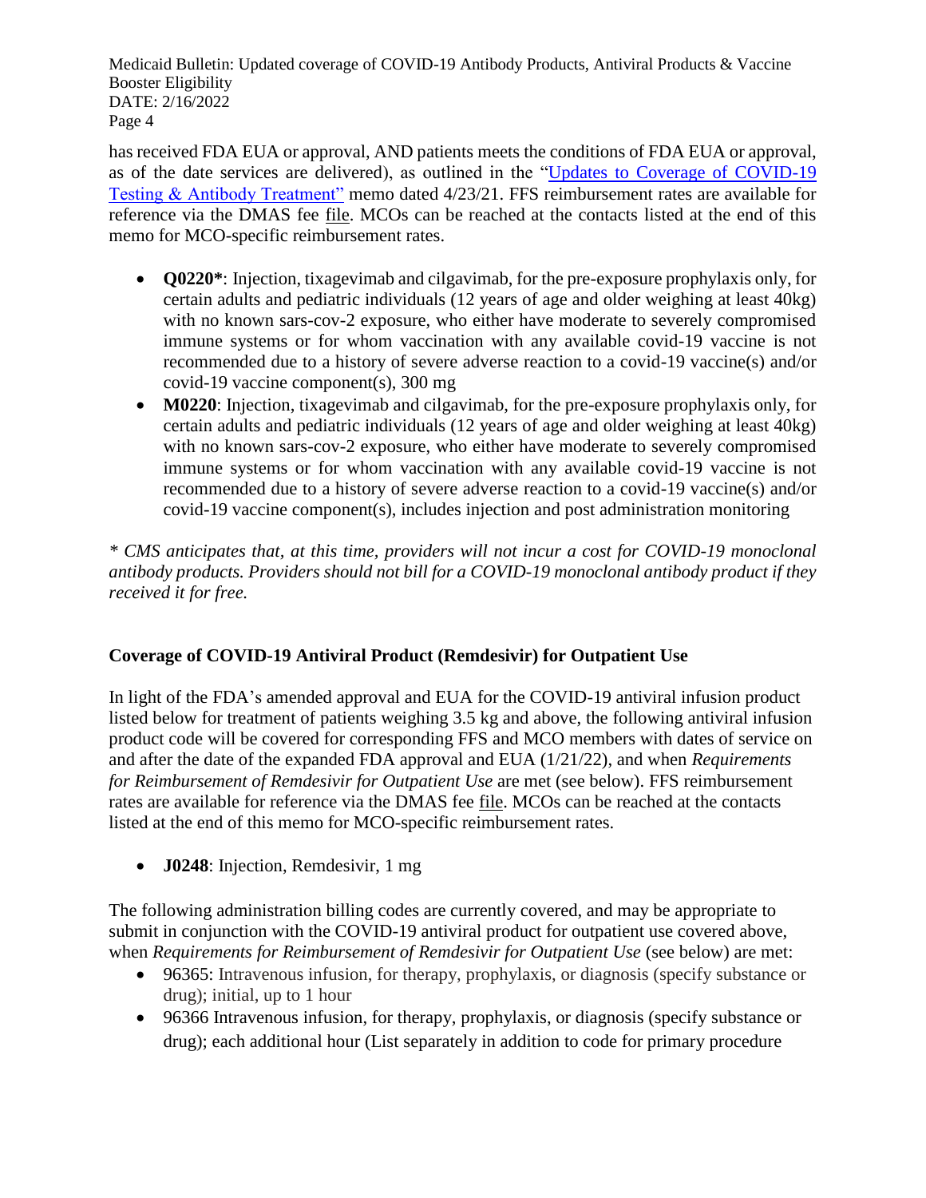has received FDA EUA or approval, AND patients meets the conditions of FDA EUA or approval, as of the date services are delivered), as outlined in the "Updates to Coverage of COVID-19 Testing & Antibody Treatment" memo dated 4/23/21. FFS reimbursement rates are available for reference via the DMAS fee file. MCOs can be reached at the contacts listed at the end of this memo for MCO-specific reimbursement rates.

- **Q0220***: Injection, tixagevimab and cilgavimab, for the pre-exposure prophylaxis only, for certain adults and pediatric individuals (12 years of age and older weighing at least 40kg) with no known sars-cov-2 exposure, who either have moderate to severely compromised immune systems or for whom vaccination with any available covid-19 vaccine is not recommended due to a history of severe adverse reaction to a covid-19 vaccine(s) and/or covid-19 vaccine component(s), 300 mg
- **M0220**: Injection, tixagevimab and cilgavimab, for the pre-exposure prophylaxis only, for certain adults and pediatric individuals (12 years of age and older weighing at least 40kg) with no known sars-cov-2 exposure, who either have moderate to severely compromised immune systems or for whom vaccination with any available covid-19 vaccine is not recommended due to a history of severe adverse reaction to a covid-19 vaccine(s) and/or covid-19 vaccine component(s), includes injection and post administration monitoring

*\* CMS anticipates that, at this time, providers will not incur a cost for COVID-19 monoclonal antibody products. Providers should not bill for a COVID-19 monoclonal antibody product if they received it for free.*

**Coverage of COVID-19 Antiviral Product (Remdesivir) for Outpatient Use**

In light of the FDA's amended approval and EUA for the COVID-19 antiviral infusion product listed below for treatment of patients weighing 3.5 kg and above, the following antiviral infusion product code will be covered for corresponding FFS and MCO members with dates of service on and after the date of the expanded FDA approval and EUA (1/21/22), and when *Requirements for Reimbursement of Remdesivir for Outpatient Use* are met (see below). FFS reimbursement rates are available for reference via the DMAS fee file. MCOs can be reached at the contacts listed at the end of this memo for MCO-specific reimbursement rates.

- **J0248**: Injection, Remdesivir, 1 mg

The following administration billing codes are currently covered, and may be appropriate to submit in conjunction with the COVID-19 antiviral product for outpatient use covered above, when *Requirements for Reimbursement of Remdesivir for Outpatient Use* (see below) are met:

- 96365: Intravenous infusion, for therapy, prophylaxis, or diagnosis (specify substance or drug); initial, up to 1 hour
- 96366 Intravenous infusion, for therapy, prophylaxis, or diagnosis (specify substance or drug); each additional hour (List separately in addition to code for primary procedure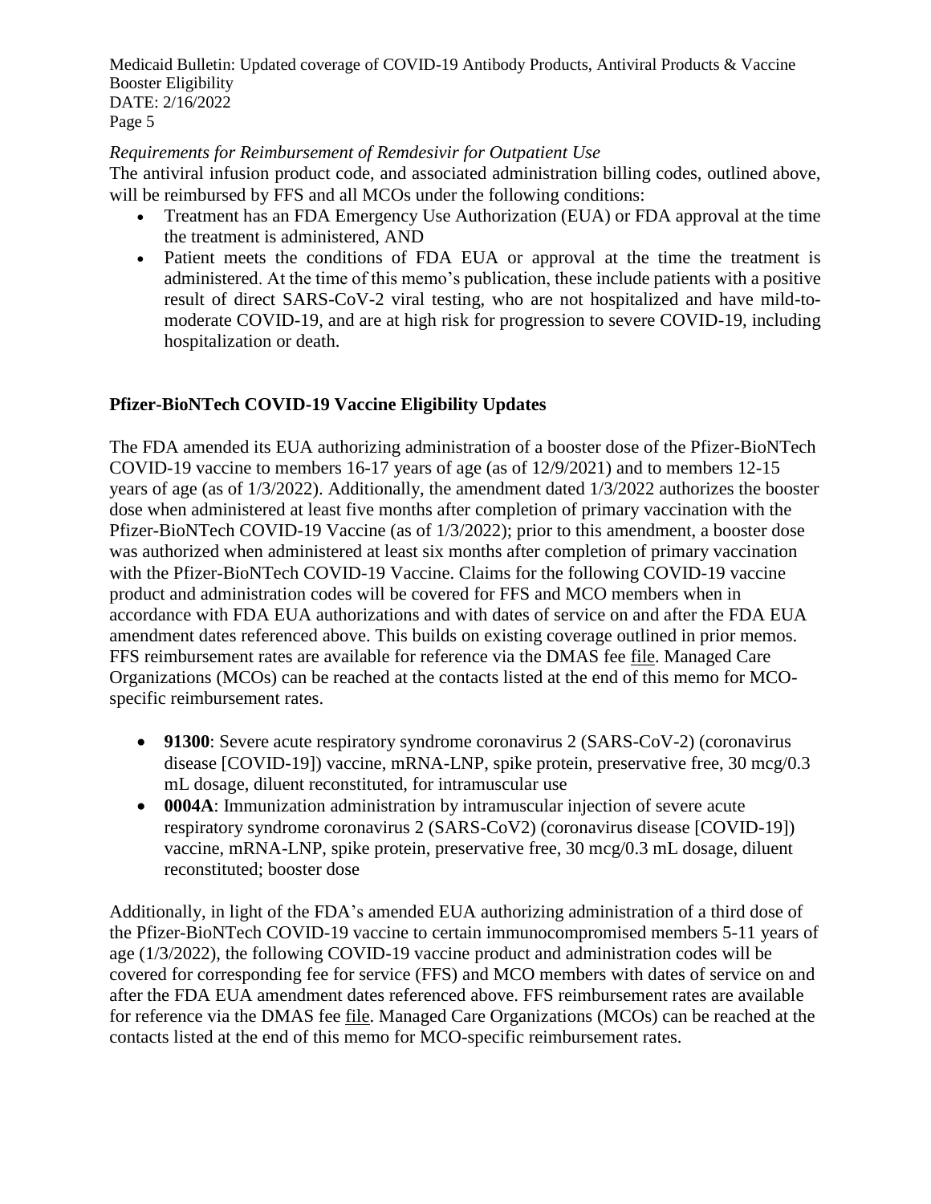*Requirements for Reimbursement of Remdesivir for Outpatient Use*

The antiviral infusion product code, and associated administration billing codes, outlined above, will be reimbursed by FFS and all MCOs under the following conditions:

- Treatment has an FDA Emergency Use Authorization (EUA) or FDA approval at the time the treatment is administered, AND
- Patient meets the conditions of FDA EUA or approval at the time the treatment is administered. At the time of this memo's publication, these include patients with a positive result of direct SARS-CoV-2 viral testing, who are not hospitalized and have mild-to-moderate COVID-19, and are at high risk for progression to severe COVID-19, including hospitalization or death.

**Pfizer-BioNTech COVID-19 Vaccine Eligibility Updates**

The FDA amended its EUA authorizing administration of a booster dose of the Pfizer-BioNTech COVID-19 vaccine to members 16-17 years of age (as of 12/9/2021) and to members 12-15 years of age (as of 1/3/2022). Additionally, the amendment dated 1/3/2022 authorizes the booster dose when administered at least five months after completion of primary vaccination with the Pfizer-BioNTech COVID-19 Vaccine (as of 1/3/2022); prior to this amendment, a booster dose was authorized when administered at least six months after completion of primary vaccination with the Pfizer-BioNTech COVID-19 Vaccine. Claims for the following COVID-19 vaccine product and administration codes will be covered for FFS and MCO members when in accordance with FDA EUA authorizations and with dates of service on and after the FDA EUA amendment dates referenced above. This builds on existing coverage outlined in prior memos. FFS reimbursement rates are available for reference via the DMAS fee file. Managed Care Organizations (MCOs) can be reached at the contacts listed at the end of this memo for MCO-specific reimbursement rates.

- **91300**: Severe acute respiratory syndrome coronavirus 2 (SARS-CoV-2) (coronavirus disease [COVID-19]) vaccine, mRNA-LNP, spike protein, preservative free, 30 mcg/0.3 mL dosage, diluent reconstituted, for intramuscular use
- **0004A**: Immunization administration by intramuscular injection of severe acute respiratory syndrome coronavirus 2 (SARS-CoV2) (coronavirus disease [COVID-19]) vaccine, mRNA-LNP, spike protein, preservative free, 30 mcg/0.3 mL dosage, diluent reconstituted; booster dose

Additionally, in light of the FDA's amended EUA authorizing administration of a third dose of the Pfizer-BioNTech COVID-19 vaccine to certain immunocompromised members 5-11 years of age (1/3/2022), the following COVID-19 vaccine product and administration codes will be covered for corresponding fee for service (FFS) and MCO members with dates of service on and after the FDA EUA amendment dates referenced above. FFS reimbursement rates are available for reference via the DMAS fee file. Managed Care Organizations (MCOs) can be reached at the contacts listed at the end of this memo for MCO-specific reimbursement rates.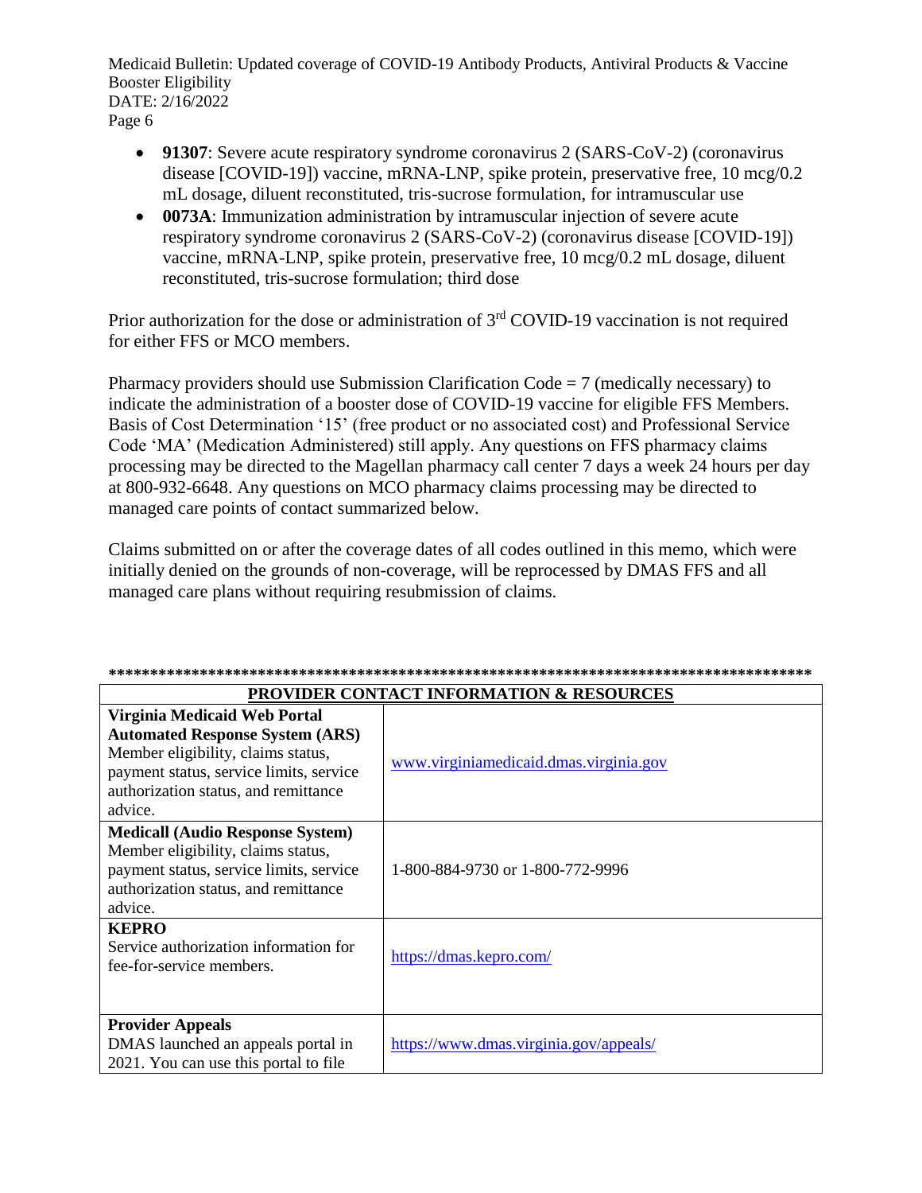- **91307**: Severe acute respiratory syndrome coronavirus 2 (SARS-CoV-2) (coronavirus disease [COVID-19]) vaccine, mRNA-LNP, spike protein, preservative free, 10 mcg/0.2 mL dosage, diluent reconstituted, tris-sucrose formulation, for intramuscular use
- **0073A**: Immunization administration by intramuscular injection of severe acute respiratory syndrome coronavirus 2 (SARS-CoV-2) (coronavirus disease [COVID-19]) vaccine, mRNA-LNP, spike protein, preservative free, 10 mcg/0.2 mL dosage, diluent reconstituted, tris-sucrose formulation; third dose

Prior authorization for the dose or administration of 3rd COVID-19 vaccination is not required for either FFS or MCO members.

Pharmacy providers should use Submission Clarification Code = 7 (medically necessary) to indicate the administration of a booster dose of COVID-19 vaccine for eligible FFS Members. Basis of Cost Determination '15' (free product or no associated cost) and Professional Service Code 'MA' (Medication Administered) still apply. Any questions on FFS pharmacy claims processing may be directed to the Magellan pharmacy call center 7 days a week 24 hours per day at 800-932-6648. Any questions on MCO pharmacy claims processing may be directed to managed care points of contact summarized below.

Claims submitted on or after the coverage dates of all codes outlined in this memo, which were initially denied on the grounds of non-coverage, will be reprocessed by DMAS FFS and all managed care plans without requiring resubmission of claims.

**************************************************************************************

| **PROVIDER CONTACT INFORMATION & RESOURCES** | |
|---|---|
| **Virginia Medicaid Web Portal Automated Response System (ARS)** Member eligibility, claims status, payment status, service limits, service authorization status, and remittance advice. | www.virginiamedicaid.dmas.virginia.gov |
| **Medicall (Audio Response System)** Member eligibility, claims status, payment status, service limits, service authorization status, and remittance advice. | 1-800-884-9730 or 1-800-772-9996 |
| **KEPRO** Service authorization information for fee-for-service members. | https://dmas.kepro.com/ |
| **Provider Appeals** DMAS launched an appeals portal in 2021. You can use this portal to file | https://www.dmas.virginia.gov/appeals/ |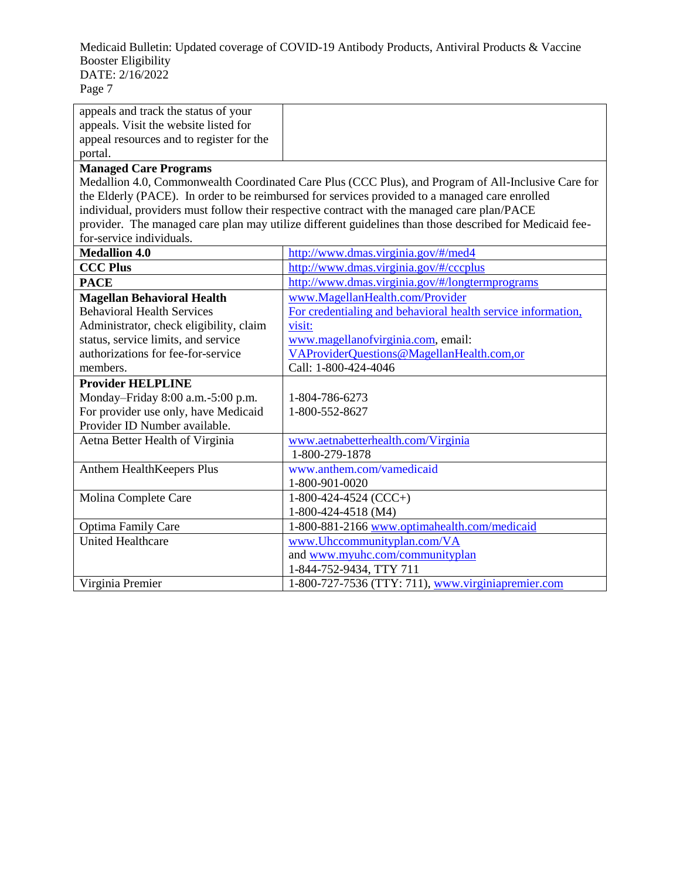| | |
|---|---|
| appeals and track the status of your appeals. Visit the website listed for appeal resources and to register for the portal. | |

**Managed Care Programs**

Medallion 4.0, Commonwealth Coordinated Care Plus (CCC Plus), and Program of All-Inclusive Care for the Elderly (PACE). In order to be reimbursed for services provided to a managed care enrolled individual, providers must follow their respective contract with the managed care plan/PACE provider. The managed care plan may utilize different guidelines than those described for Medicaid fee-for-service individuals.

| | |
|---|---|
| **Medallion 4.0** | http://www.dmas.virginia.gov/#/med4 |
| **CCC Plus** | http://www.dmas.virginia.gov/#/cccplus |
| **PACE** | http://www.dmas.virginia.gov/#/longtermprograms |
| **Magellan Behavioral Health**<br>Behavioral Health Services Administrator, check eligibility, claim status, service limits, and service authorizations for fee-for-service members. | www.MagellanHealth.com/Provider<br>For credentialing and behavioral health service information, visit:<br>www.magellanofvirginia.com, email:<br>VAProviderQuestions@MagellanHealth.com,or<br>Call: 1-800-424-4046 |
| **Provider HELPLINE**<br>Monday–Friday 8:00 a.m.-5:00 p.m.<br>For provider use only, have Medicaid Provider ID Number available. | 1-804-786-6273<br>1-800-552-8627 |
| Aetna Better Health of Virginia | www.aetnabetterhealth.com/Virginia<br>1-800-279-1878 |
| Anthem HealthKeepers Plus | www.anthem.com/vamedicaid<br>1-800-901-0020 |
| Molina Complete Care | 1-800-424-4524 (CCC+)<br>1-800-424-4518 (M4) |
| Optima Family Care | 1-800-881-2166 www.optimahealth.com/medicaid |
| United Healthcare | www.Uhccommunityplan.com/VA<br>and www.myuhc.com/communityplan<br>1-844-752-9434, TTY 711 |
| Virginia Premier | 1-800-727-7536 (TTY: 711), www.virginiapremier.com |